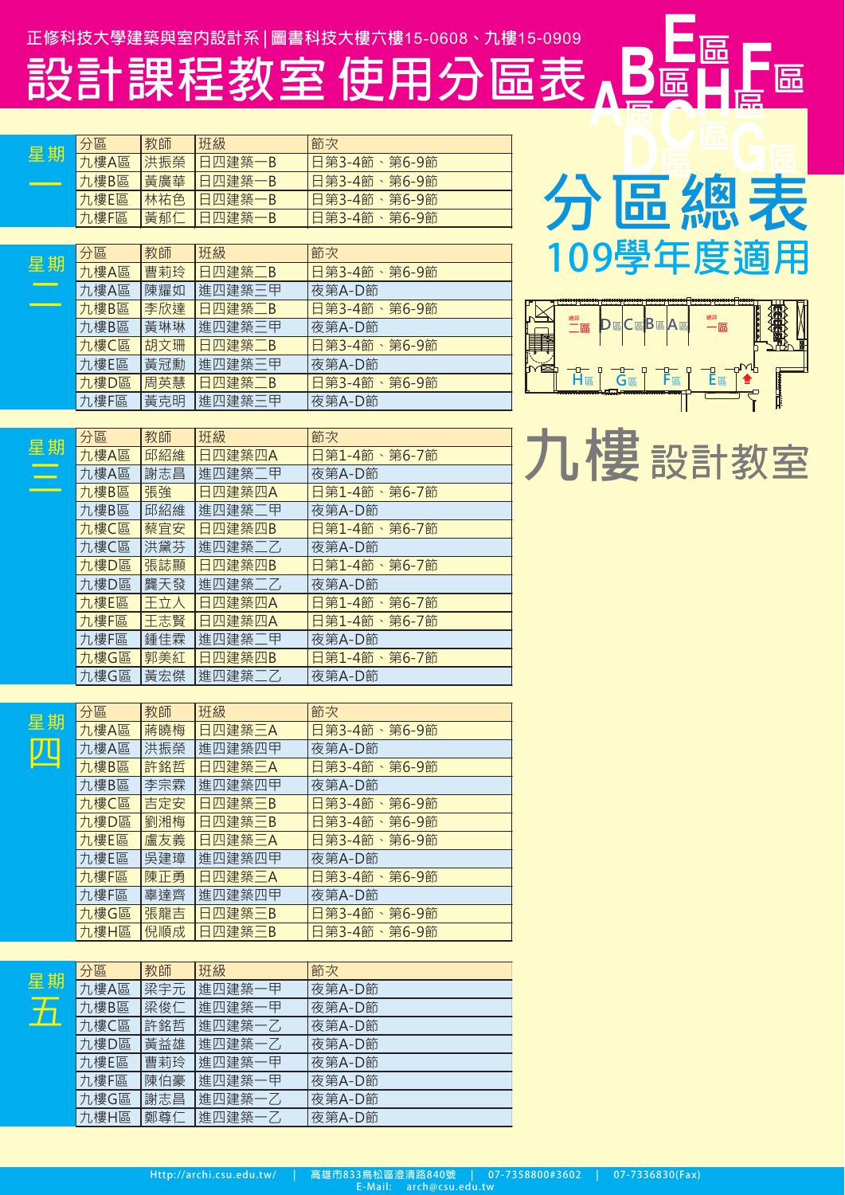正修科技大學建築與室內設計系|圖書科技大樓六樓15-0608、九樓15-0909

# 設計課程教室 使用分區表

## 分區總表

### 109學年度適用

## 九樓 設計教室

### 星期一

| 分區 | 教師 | 班級 | 節次 |
|---|---|---|---|
| 九樓A區 | 洪振榮 | 日四建築一B | 日第3-4節、第6-9節 |
| 九樓B區 | 黃廣華 | 日四建築一B | 日第3-4節、第6-9節 |
| 九樓E區 | 林祐色 | 日四建築一B | 日第3-4節、第6-9節 |
| 九樓F區 | 黃郁仁 | 日四建築一B | 日第3-4節、第6-9節 |

### 星期二

| 分區 | 教師 | 班級 | 節次 |
|---|---|---|---|
| 九樓A區 | 曹莉玲 | 日四建築二B | 日第3-4節、第6-9節 |
| 九樓A區 | 陳耀如 | 進四建築三甲 | 夜第A-D節 |
| 九樓B區 | 李欣達 | 日四建築二B | 日第3-4節、第6-9節 |
| 九樓B區 | 黃琳琳 | 進四建築三甲 | 夜第A-D節 |
| 九樓C區 | 胡文珊 | 日四建築二B | 日第3-4節、第6-9節 |
| 九樓E區 | 黃冠勳 | 進四建築三甲 | 夜第A-D節 |
| 九樓D區 | 周英慧 | 日四建築二B | 日第3-4節、第6-9節 |
| 九樓F區 | 黃克明 | 進四建築三甲 | 夜第A-D節 |

### 星期三

| 分區 | 教師 | 班級 | 節次 |
|---|---|---|---|
| 九樓A區 | 邱紹維 | 日四建築四A | 日第1-4節、第6-7節 |
| 九樓A區 | 謝志昌 | 進四建築二甲 | 夜第A-D節 |
| 九樓B區 | 張強 | 日四建築四A | 日第1-4節、第6-7節 |
| 九樓B區 | 邱紹維 | 進四建築二甲 | 夜第A-D節 |
| 九樓C區 | 蔡宜安 | 日四建築四B | 日第1-4節、第6-7節 |
| 九樓C區 | 洪黛芬 | 進四建築二乙 | 夜第A-D節 |
| 九樓D區 | 張誌顯 | 日四建築四B | 日第1-4節、第6-7節 |
| 九樓D區 | 龔天發 | 進四建築二乙 | 夜第A-D節 |
| 九樓E區 | 王立人 | 日四建築四A | 日第1-4節、第6-7節 |
| 九樓F區 | 王志賢 | 日四建築四A | 日第1-4節、第6-7節 |
| 九樓F區 | 鍾佳霖 | 進四建築二甲 | 夜第A-D節 |
| 九樓G區 | 郭美紅 | 日四建築四B | 日第1-4節、第6-7節 |
| 九樓G區 | 黃宏傑 | 進四建築二乙 | 夜第A-D節 |

### 星期四

| 分區 | 教師 | 班級 | 節次 |
|---|---|---|---|
| 九樓A區 | 蔣曉梅 | 日四建築三A | 日第3-4節、第6-9節 |
| 九樓A區 | 洪振榮 | 進四建築四甲 | 夜第A-D節 |
| 九樓B區 | 許銘哲 | 日四建築三A | 日第3-4節、第6-9節 |
| 九樓B區 | 李宗霖 | 進四建築四甲 | 夜第A-D節 |
| 九樓C區 | 吉定安 | 日四建築三B | 日第3-4節、第6-9節 |
| 九樓D區 | 劉湘梅 | 日四建築三B | 日第3-4節、第6-9節 |
| 九樓E區 | 盧友義 | 日四建築三A | 日第3-4節、第6-9節 |
| 九樓E區 | 吳建璋 | 進四建築四甲 | 夜第A-D節 |
| 九樓F區 | 陳正勇 | 日四建築三A | 日第3-4節、第6-9節 |
| 九樓F區 | 韋達齊 | 進四建築四甲 | 夜第A-D節 |
| 九樓G區 | 張龍吉 | 日四建築三B | 日第3-4節、第6-9節 |
| 九樓H區 | 倪順成 | 日四建築三B | 日第3-4節、第6-9節 |

### 星期五

| 分區 | 教師 | 班級 | 節次 |
|---|---|---|---|
| 九樓A區 | 梁宇元 | 進四建築一甲 | 夜第A-D節 |
| 九樓B區 | 梁俊仁 | 進四建築一甲 | 夜第A-D節 |
| 九樓C區 | 許銘哲 | 進四建築一乙 | 夜第A-D節 |
| 九樓D區 | 黃益雄 | 進四建築一乙 | 夜第A-D節 |
| 九樓E區 | 曹莉玲 | 進四建築一甲 | 夜第A-D節 |
| 九樓F區 | 陳伯豪 | 進四建築一甲 | 夜第A-D節 |
| 九樓G區 | 謝志昌 | 進四建築一乙 | 夜第A-D節 |
| 九樓H區 | 鄭尊仁 | 進四建築一乙 | 夜第A-D節 |

Http://archi.csu.edu.tw/ | 高雄市833鳥松區澄清路840號 | 07-7358800#3602 | 07-7336830(Fax)
E-Mail: arch@csu.edu.tw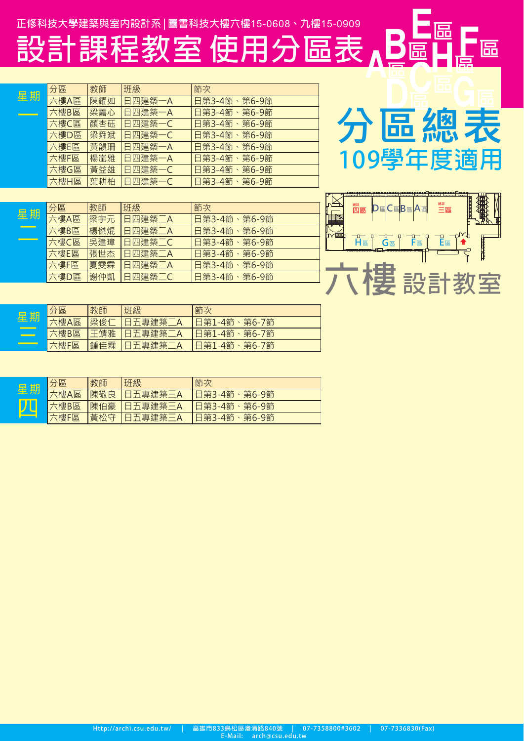正修科技大學建築與室內設計系 | 圖書科技大樓六樓15-0608、九樓15-0909

# 設計課程教室 使用分區表

## 分區總表

### 109學年度適用

### 星期一

| 分區 | 教師 | 班級 | 節次 |
|---|---|---|---|
| 六樓A區 | 陳耀如 | 日四建築一A | 日第3-4節、第6-9節 |
| 六樓B區 | 梁薷心 | 日四建築一A | 日第3-4節、第6-9節 |
| 六樓C區 | 顏杏珏 | 日四建築一C | 日第3-4節、第6-9節 |
| 六樓D區 | 梁舜斌 | 日四建築一C | 日第3-4節、第6-9節 |
| 六樓E區 | 黃韻珊 | 日四建築一A | 日第3-4節、第6-9節 |
| 六樓F區 | 楊嵐雅 | 日四建築一A | 日第3-4節、第6-9節 |
| 六樓G區 | 黃益雄 | 日四建築一C | 日第3-4節、第6-9節 |
| 六樓H區 | 葉耕柏 | 日四建築一C | 日第3-4節、第6-9節 |

### 星期二

| 分區 | 教師 | 班級 | 節次 |
|---|---|---|---|
| 六樓A區 | 梁宇元 | 日四建築二A | 日第3-4節、第6-9節 |
| 六樓B區 | 楊傑焜 | 日四建築二A | 日第3-4節、第6-9節 |
| 六樓C區 | 吳建璋 | 日四建築二C | 日第3-4節、第6-9節 |
| 六樓E區 | 張世杰 | 日四建築二A | 日第3-4節、第6-9節 |
| 六樓F區 | 夏雯霖 | 日四建築二A | 日第3-4節、第6-9節 |
| 六樓D區 | 謝仲凱 | 日四建築二C | 日第3-4節、第6-9節 |

### 星期三

| 分區 | 教師 | 班級 | 節次 |
|---|---|---|---|
| 六樓A區 | 梁俊仁 | 日五專建築二A | 日第1-4節、第6-7節 |
| 六樓B區 | 王靖雅 | 日五專建築二A | 日第1-4節、第6-7節 |
| 六樓F區 | 鍾佳霖 | 日五專建築二A | 日第1-4節、第6-7節 |

### 星期四

| 分區 | 教師 | 班級 | 節次 |
|---|---|---|---|
| 六樓A區 | 陳敬良 | 日五專建築三A | 日第3-4節、第6-9節 |
| 六樓B區 | 陳伯豪 | 日五專建築三A | 日第3-4節、第6-9節 |
| 六樓F區 | 黃松守 | 日五專建築三A | 日第3-4節、第6-9節 |

六樓 設計教室

Http://archi.csu.edu.tw/ | 高雄市833鳥松區澄清路840號 | 07-7358800#3602 | 07-7336830(Fax)
E-Mail: arch@csu.edu.tw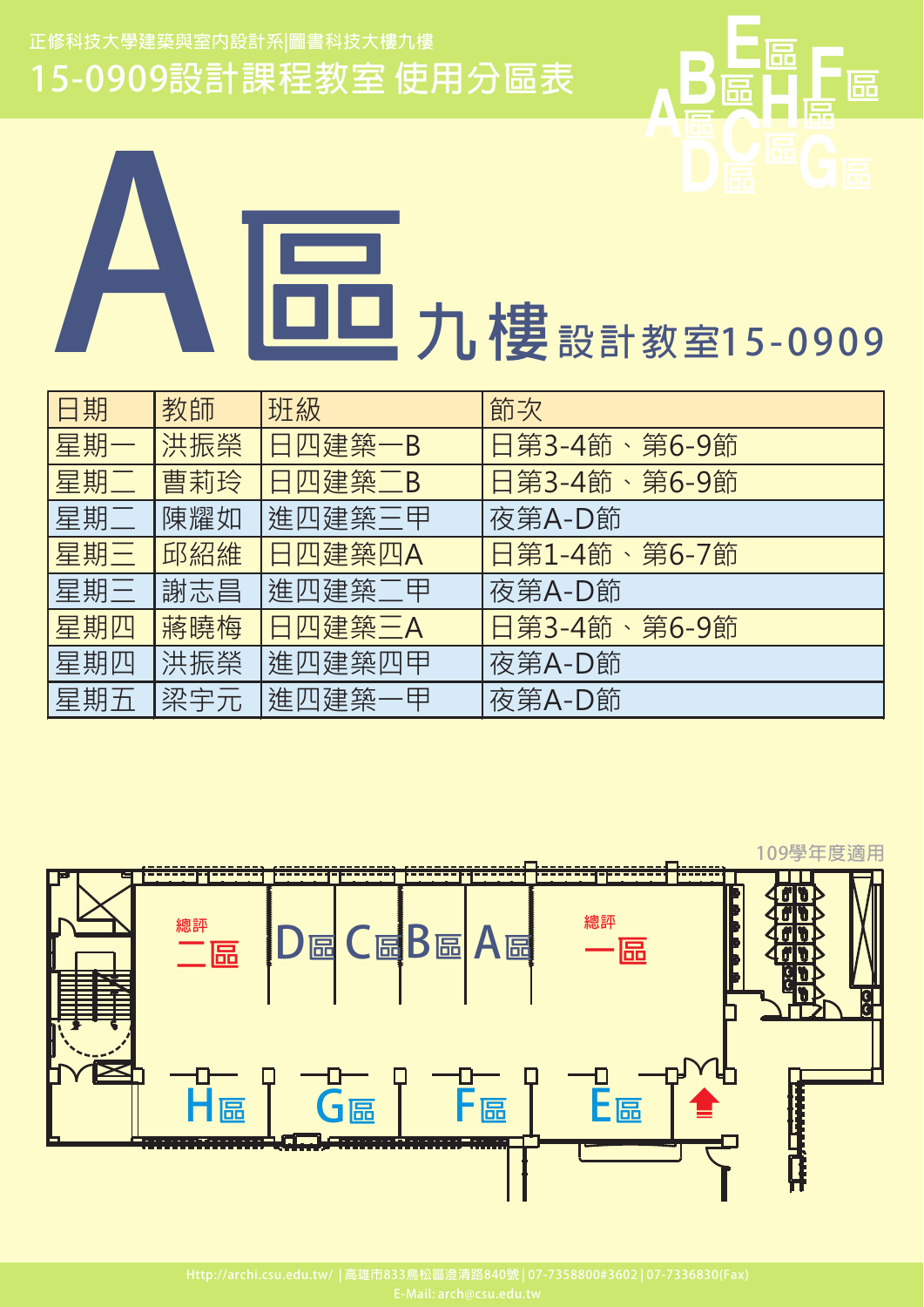正修科技大學建築與室內設計系|圖書科技大樓九樓

# 15-0909設計課程教室 使用分區表

# A區 九樓 設計教室15-0909

| 日期 | 教師 | 班級 | 節次 |
|---|---|---|---|
| 星期一 | 洪振榮 | 日四建築一B | 日第3-4節、第6-9節 |
| 星期二 | 曹莉玲 | 日四建築二B | 日第3-4節、第6-9節 |
| 星期二 | 陳耀如 | 進四建築三甲 | 夜第A-D節 |
| 星期三 | 邱紹維 | 日四建築四A | 日第1-4節、第6-7節 |
| 星期三 | 謝志昌 | 進四建築二甲 | 夜第A-D節 |
| 星期四 | 蔣曉梅 | 日四建築三A | 日第3-4節、第6-9節 |
| 星期四 | 洪振榮 | 進四建築四甲 | 夜第A-D節 |
| 星期五 | 梁宇元 | 進四建築一甲 | 夜第A-D節 |

109學年度適用

總評二區　D區　C區　B區　A區　總評一區

H區　G區　F區　E區

Http://archi.csu.edu.tw/ | 高雄市833鳥松區澄清路840號 | 07-7358800#3602 | 07-7336830(Fax)
E-Mail: arch@csu.edu.tw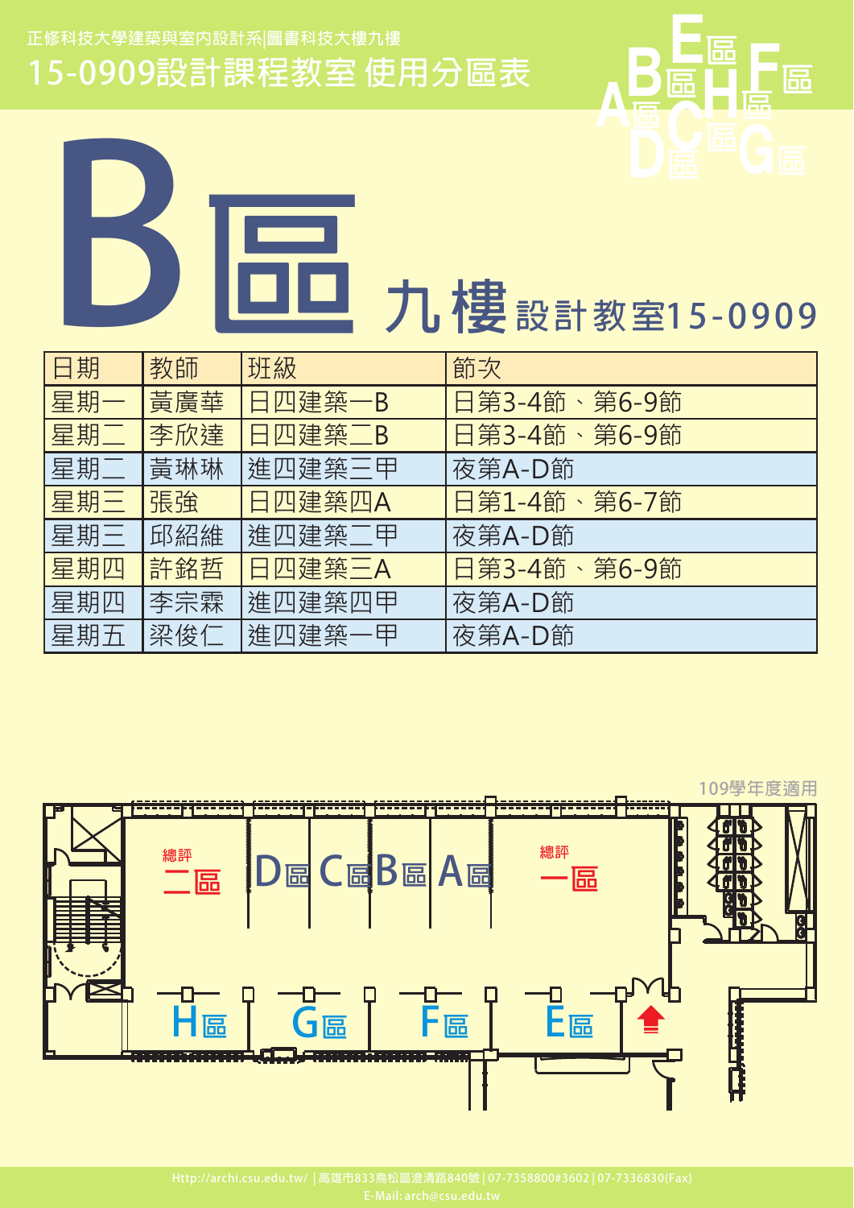正修科技大學建築與室內設計系|圖書科技大樓九樓

# 15-0909設計課程教室 使用分區表

# B區 九樓 設計教室15-0909

| 日期 | 教師 | 班級 | 節次 |
| --- | --- | --- | --- |
| 星期一 | 黃廣華 | 日四建築一B | 日第3-4節、第6-9節 |
| 星期二 | 李欣達 | 日四建築二B | 日第3-4節、第6-9節 |
| 星期二 | 黃琳琳 | 進四建築三甲 | 夜第A-D節 |
| 星期三 | 張強 | 日四建築四A | 日第1-4節、第6-7節 |
| 星期三 | 邱紹維 | 進四建築二甲 | 夜第A-D節 |
| 星期四 | 許銘哲 | 日四建築三A | 日第3-4節、第6-9節 |
| 星期四 | 李宗霖 | 進四建築四甲 | 夜第A-D節 |
| 星期五 | 梁俊仁 | 進四建築一甲 | 夜第A-D節 |

109學年度適用

總評 二區　D區 C區 B區 A區　總評 一區

H區　G區　F區　E區

Http://archi.csu.edu.tw/ | 高雄市833鳥松區澄清路840號 | 07-7358800#3602 | 07-7336830(Fax)
E-Mail: arch@csu.edu.tw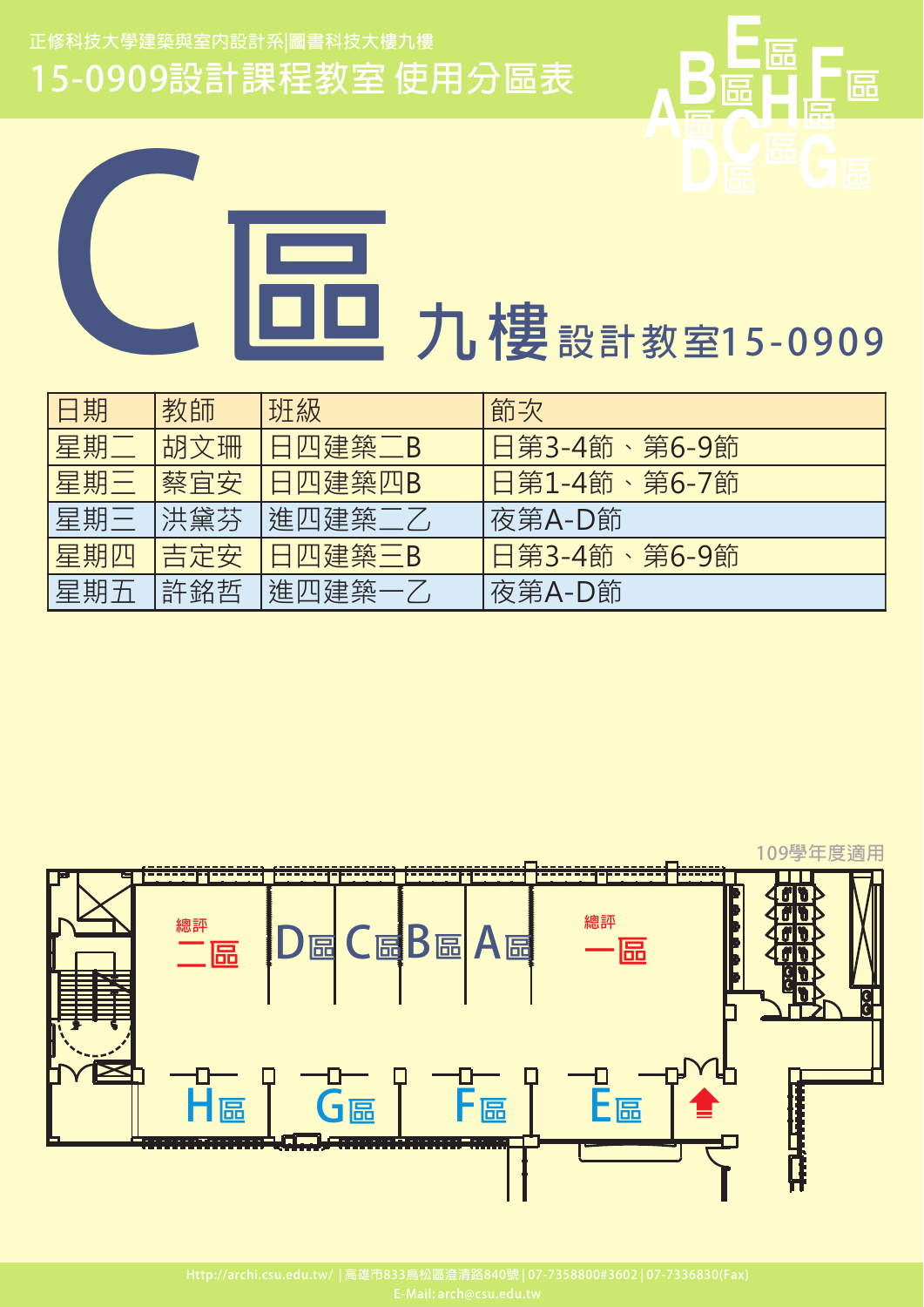正修科技大學建築與室內設計系|圖書科技大樓九樓

# 15-0909設計課程教室 使用分區表

# C區 九樓 設計教室15-0909

| 日期 | 教師 | 班級 | 節次 |
|---|---|---|---|
| 星期二 | 胡文珊 | 日四建築二B | 日第3-4節、第6-9節 |
| 星期三 | 蔡宜安 | 日四建築四B | 日第1-4節、第6-7節 |
| 星期三 | 洪黛芬 | 進四建築二乙 | 夜第A-D節 |
| 星期四 | 吉定安 | 日四建築三B | 日第3-4節、第6-9節 |
| 星期五 | 許銘哲 | 進四建築一乙 | 夜第A-D節 |

109學年度適用

總評二區　D區　C區　B區　A區　總評一區

H區　G區　F區　E區

Http://archi.csu.edu.tw/ | 高雄市833鳥松區澄清路840號 | 07-7358800#3602 | 07-7336830(Fax)
E-Mail: arch@csu.edu.tw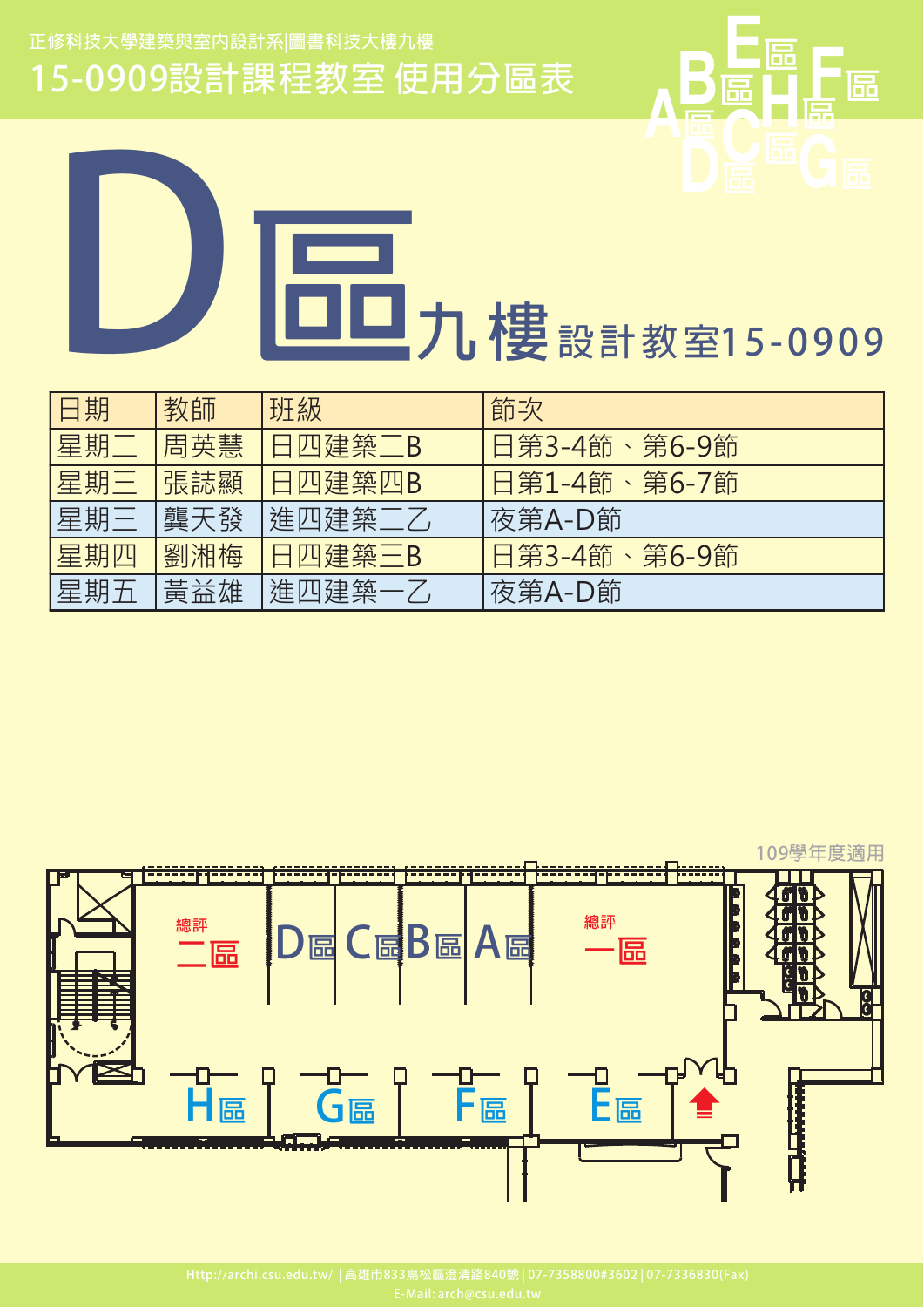正修科技大學建築與室內設計系|圖書科技大樓九樓

# 15-0909設計課程教室 使用分區表

# D區 九樓 設計教室15-0909

| 日期 | 教師 | 班級 | 節次 |
|---|---|---|---|
| 星期二 | 周英慧 | 日四建築二B | 日第3-4節、第6-9節 |
| 星期三 | 張誌顯 | 日四建築四B | 日第1-4節、第6-7節 |
| 星期三 | 龔天發 | 進四建築二乙 | 夜第A-D節 |
| 星期四 | 劉湘梅 | 日四建築三B | 日第3-4節、第6-9節 |
| 星期五 | 黃益雄 | 進四建築一乙 | 夜第A-D節 |

109學年度適用

總評二區 D區 C區 B區 A區 總評一區

H區 G區 F區 E區

Http://archi.csu.edu.tw/ | 高雄市833鳥松區澄清路840號 | 07-7358800#3602 | 07-7336830(Fax)
E-Mail: arch@csu.edu.tw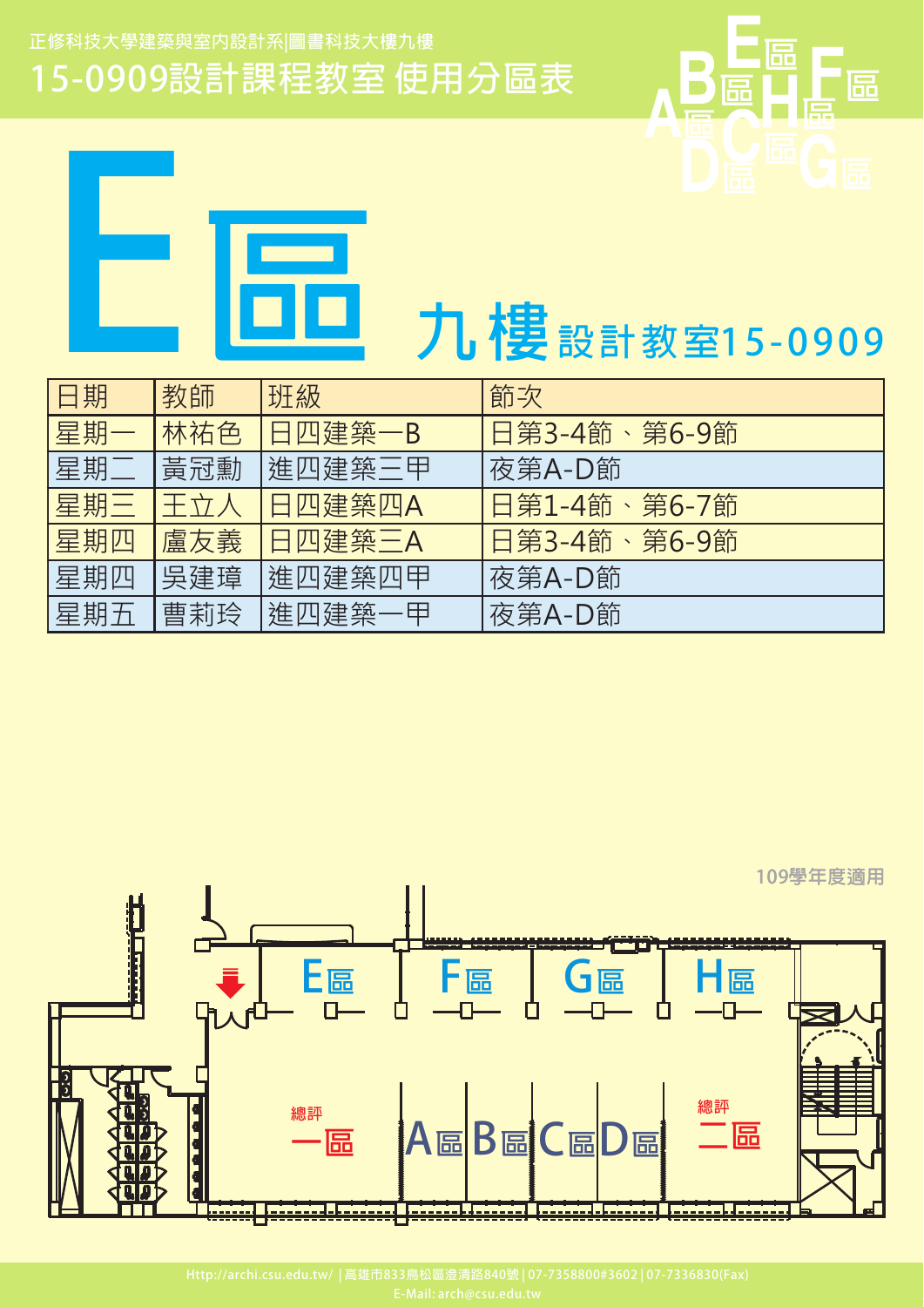正修科技大學建築與室內設計系|圖書科技大樓九樓

# 15-0909設計課程教室 使用分區表

# E區

## 九樓 設計教室15-0909

| 日期 | 教師 | 班級 | 節次 |
|---|---|---|---|
| 星期一 | 林祐色 | 日四建築一B | 日第3-4節、第6-9節 |
| 星期二 | 黃冠勳 | 進四建築三甲 | 夜第A-D節 |
| 星期三 | 王立人 | 日四建築四A | 日第1-4節、第6-7節 |
| 星期四 | 盧友義 | 日四建築三A | 日第3-4節、第6-9節 |
| 星期四 | 吳建璋 | 進四建築四甲 | 夜第A-D節 |
| 星期五 | 曹莉玲 | 進四建築一甲 | 夜第A-D節 |

109學年度適用

E區 F區 G區 H區

總評 一區 A區 B區 C區 D區 總評 二區

Http://archi.csu.edu.tw/ | 高雄市833鳥松區澄清路840號 | 07-7358800#3602 | 07-7336830(Fax)
E-Mail: arch@csu.edu.tw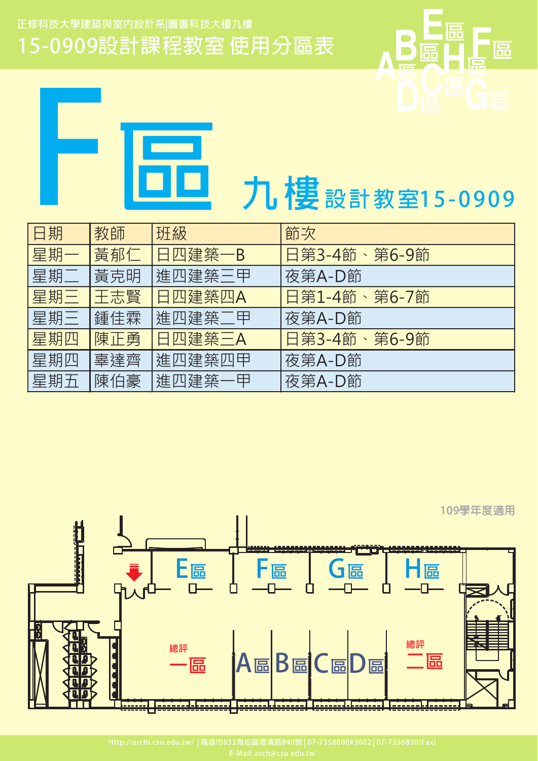正修科技大學建築與室內設計系|圖書科技大樓九樓

# 15-0909設計課程教室 使用分區表

# F區 九樓設計教室15-0909

| 日期 | 教師 | 班級 | 節次 |
|---|---|---|---|
| 星期一 | 黃郁仁 | 日四建築一B | 日第3-4節、第6-9節 |
| 星期二 | 黃克明 | 進四建築三甲 | 夜第A-D節 |
| 星期三 | 王志賢 | 日四建築四A | 日第1-4節、第6-7節 |
| 星期三 | 鍾佳霖 | 進四建築二甲 | 夜第A-D節 |
| 星期四 | 陳正勇 | 日四建築三A | 日第3-4節、第6-9節 |
| 星期四 | 辜達齊 | 進四建築四甲 | 夜第A-D節 |
| 星期五 | 陳伯豪 | 進四建築一甲 | 夜第A-D節 |

109學年度適用

E區 F區 G區 H區

總評一區 A區 B區 C區 D區 總評二區

Http://archi.csu.edu.tw/ | 高雄市833鳥松區澄清路840號 | 07-7358800#3602 | 07-7336830(Fax)
E-Mail: arch@csu.edu.tw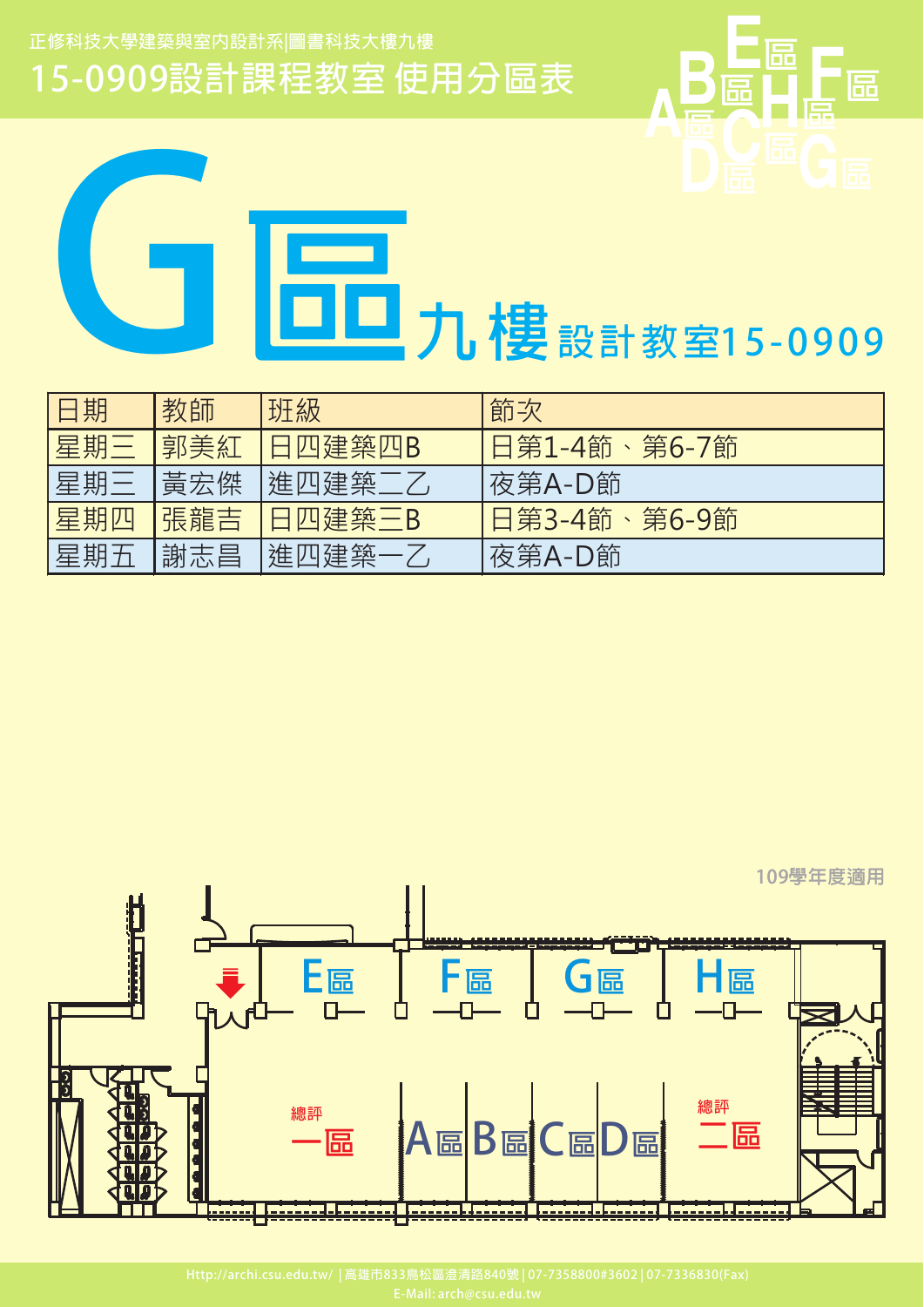正修科技大學建築與室內設計系|圖書科技大樓九樓

# 15-0909設計課程教室 使用分區表

# G區 九樓 設計教室15-0909

| 日期 | 教師 | 班級 | 節次 |
|---|---|---|---|
| 星期三 | 郭美紅 | 日四建築四B | 日第1-4節、第6-7節 |
| 星期三 | 黃宏傑 | 進四建築二乙 | 夜第A-D節 |
| 星期四 | 張龍吉 | 日四建築三B | 日第3-4節、第6-9節 |
| 星期五 | 謝志昌 | 進四建築一乙 | 夜第A-D節 |

109學年度適用

E區 F區 G區 H區

總評一區 A區 B區 C區 D區 總評二區

Http://archi.csu.edu.tw/ | 高雄市833鳥松區澄清路840號 | 07-7358800#3602 | 07-7336830(Fax)
E-Mail: arch@csu.edu.tw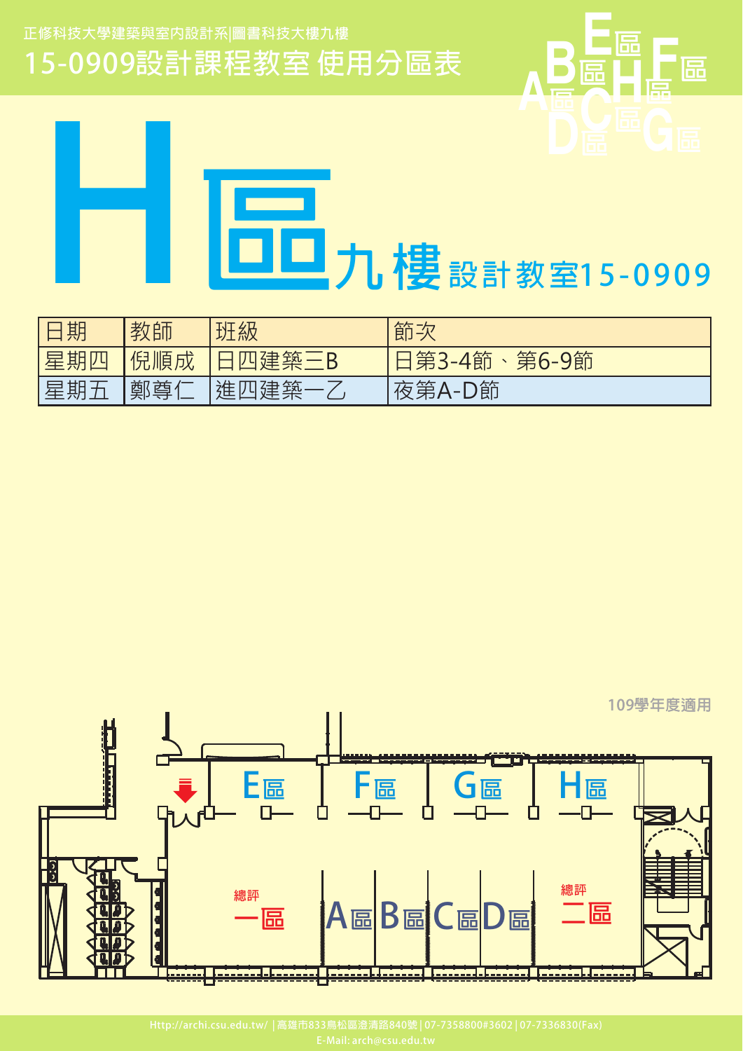正修科技大學建築與室內設計系|圖書科技大樓九樓

# 15-0909設計課程教室 使用分區表

# H區 九樓 設計教室15-0909

| 日期 | 教師 | 班級 | 節次 |
|---|---|---|---|
| 星期四 | 倪順成 | 日四建築三B | 日第3-4節、第6-9節 |
| 星期五 | 鄭尊仁 | 進四建築一乙 | 夜第A-D節 |

109學年度適用

E區 F區 G區 H區

總評 一區 A區 B區 C區 D區 總評 二區

Http://archi.csu.edu.tw/ | 高雄市833鳥松區澄清路840號 | 07-7358800#3602 | 07-7336830(Fax)
E-Mail: arch@csu.edu.tw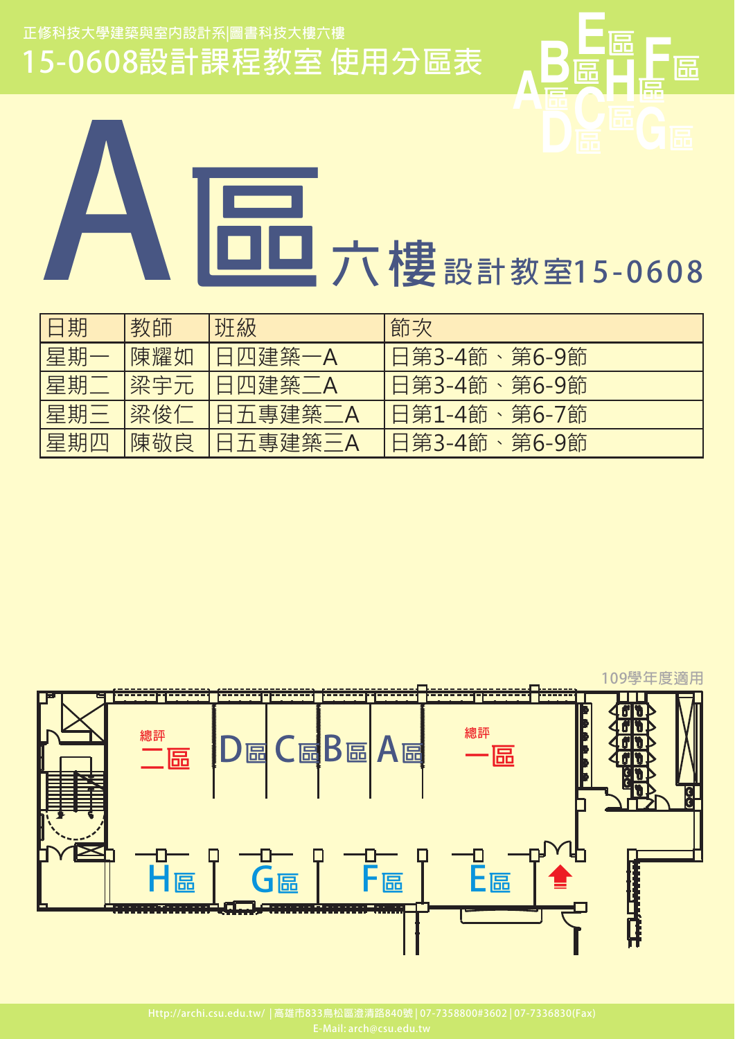正修科技大學建築與室內設計系|圖書科技大樓六樓

# 15-0608設計課程教室 使用分區表

# A區 六樓 設計教室15-0608

| 日期 | 教師 | 班級 | 節次 |
|---|---|---|---|
| 星期一 | 陳耀如 | 日四建築一A | 日第3-4節、第6-9節 |
| 星期二 | 梁宇元 | 日四建築二A | 日第3-4節、第6-9節 |
| 星期三 | 梁俊仁 | 日五專建築二A | 日第1-4節、第6-7節 |
| 星期四 | 陳敬良 | 日五專建築三A | 日第3-4節、第6-9節 |

109學年度適用

總評 二區　D區 C區 B區 A區　總評 一區

H區　G區　F區　E區

Http://archi.csu.edu.tw/ | 高雄市833鳥松區澄清路840號 | 07-7358800#3602 | 07-7336830(Fax)
E-Mail: arch@csu.edu.tw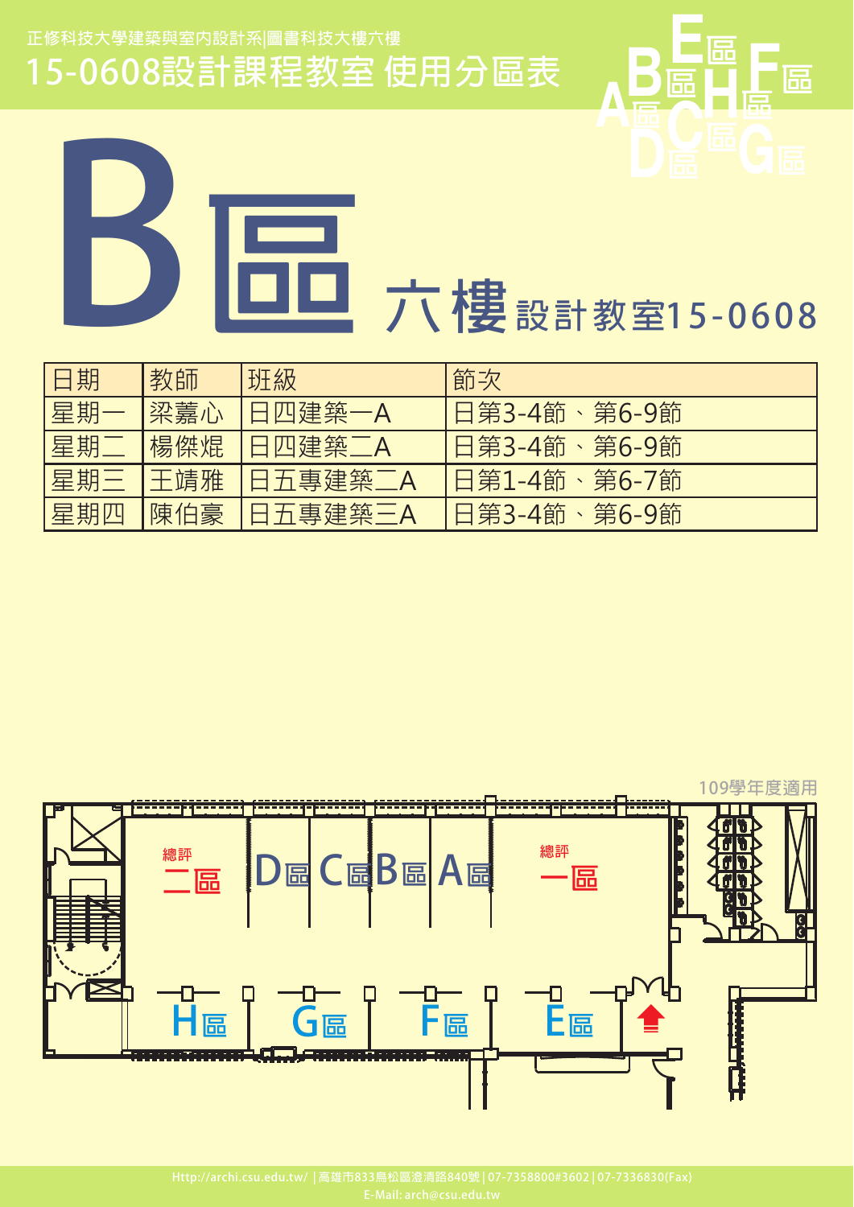正修科技大學建築與室內設計系|圖書科技大樓六樓

# 15-0608設計課程教室 使用分區表

# B區 六樓 設計教室15-0608

| 日期 | 教師 | 班級 | 節次 |
|---|---|---|---|
| 星期一 | 梁蕎心 | 日四建築一A | 日第3-4節、第6-9節 |
| 星期二 | 楊傑焜 | 日四建築二A | 日第3-4節、第6-9節 |
| 星期三 | 王靖雅 | 日五專建築二A | 日第1-4節、第6-7節 |
| 星期四 | 陳伯豪 | 日五專建築三A | 日第3-4節、第6-9節 |

109學年度適用

總評二區　D區　C區　B區　A區　總評一區

H區　G區　F區　E區

Http://archi.csu.edu.tw/ | 高雄市833鳥松區澄清路840號 | 07-7358800#3602 | 07-7336830(Fax)
E-Mail: arch@csu.edu.tw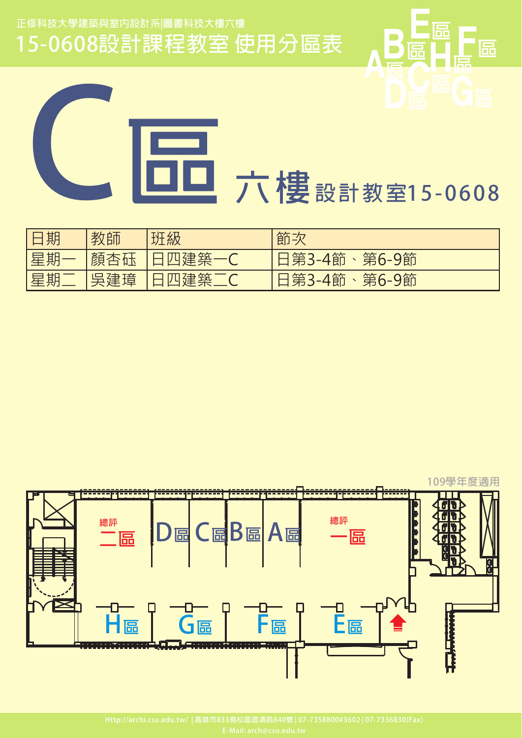正修科技大學建築與室內設計系|圖書科技大樓六樓

# 15-0608設計課程教室 使用分區表

# C區 六樓 設計教室15-0608

| 日期 | 教師 | 班級 | 節次 |
|---|---|---|---|
| 星期一 | 顏杏砡 | 日四建築一C | 日第3-4節、第6-9節 |
| 星期二 | 吳建璋 | 日四建築二C | 日第3-4節、第6-9節 |

109學年度適用

總評 二區　D區 C區 B區 A區　總評 一區

H區　G區　F區　E區

Http://archi.csu.edu.tw/ | 高雄市833鳥松區澄清路840號 | 07-7358800#3602 | 07-7336830(Fax)
E-Mail: arch@csu.edu.tw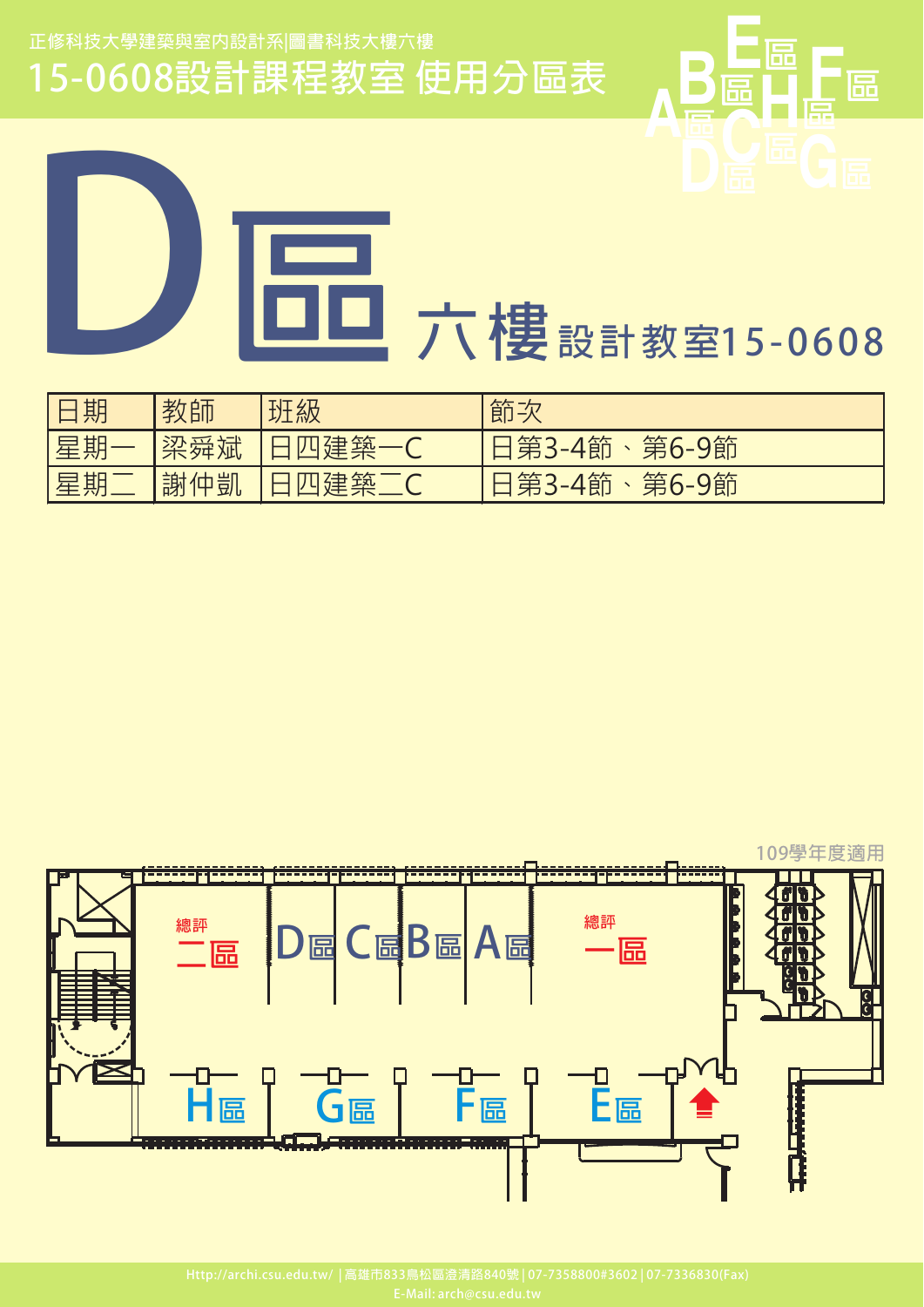正修科技大學建築與室內設計系|圖書科技大樓六樓

# 15-0608設計課程教室 使用分區表

# D區 六樓 設計教室15-0608

| 日期 | 教師 | 班級 | 節次 |
|---|---|---|---|
| 星期一 | 梁舜斌 | 日四建築一C | 日第3-4節、第6-9節 |
| 星期二 | 謝仲凱 | 日四建築二C | 日第3-4節、第6-9節 |

109學年度適用

總評二區　D區　C區　B區　A區　總評一區

H區　G區　F區　E區

Http://archi.csu.edu.tw/ | 高雄市833鳥松區澄清路840號 | 07-7358800#3602 | 07-7336830(Fax)
E-Mail: arch@csu.edu.tw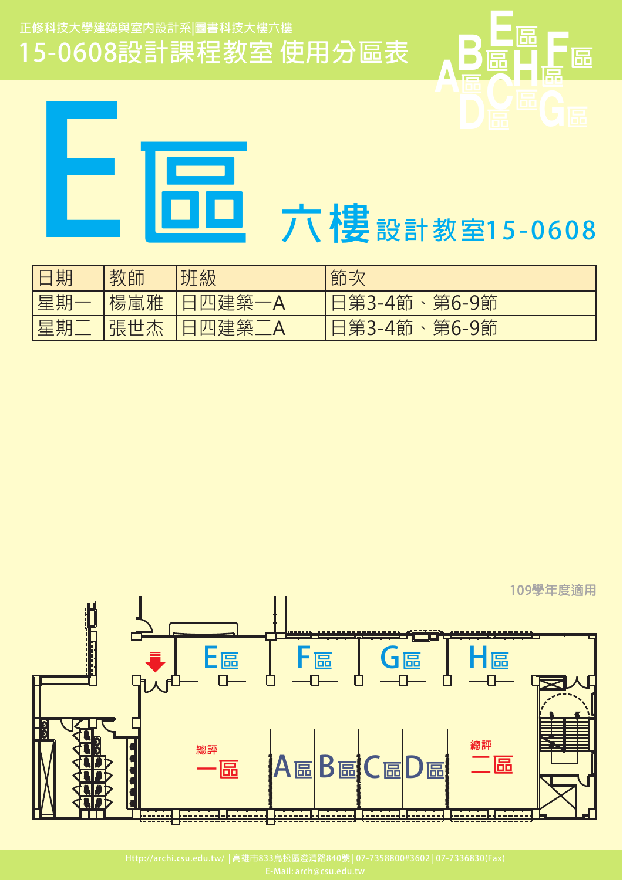正修科技大學建築與室內設計系|圖書科技大樓六樓

# 15-0608設計課程教室 使用分區表

# E區 六樓設計教室15-0608

| 日期 | 教師 | 班級 | 節次 |
|---|---|---|---|
| 星期一 | 楊嵐雅 | 日四建築一A | 日第3-4節、第6-9節 |
| 星期二 | 張世杰 | 日四建築二A | 日第3-4節、第6-9節 |

109學年度適用

E區 F區 G區 H區

總評一區 A區 B區 C區 D區 總評二區

Http://archi.csu.edu.tw/ | 高雄市833鳥松區澄清路840號 | 07-7358800#3602 | 07-7336830(Fax)
E-Mail: arch@csu.edu.tw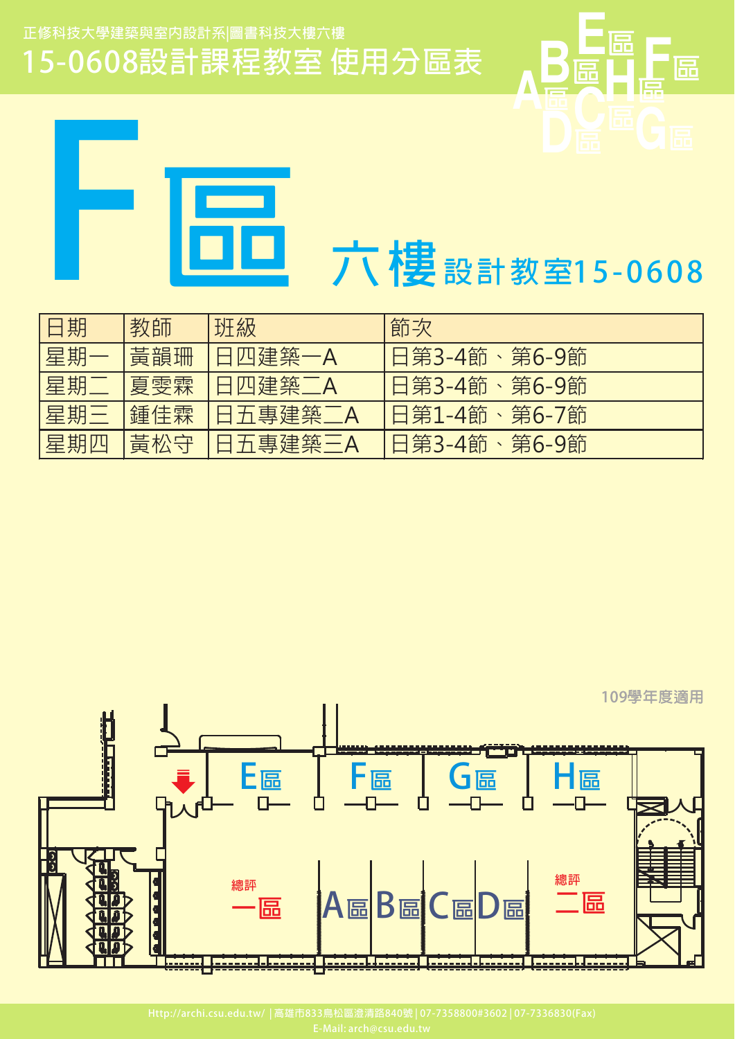正修科技大學建築與室內設計系|圖書科技大樓六樓

# 15-0608設計課程教室 使用分區表

# F區 六樓設計教室15-0608

| 日期 | 教師 | 班級 | 節次 |
|---|---|---|---|
| 星期一 | 黃韻珊 | 日四建築一A | 日第3-4節、第6-9節 |
| 星期二 | 夏雯霖 | 日四建築二A | 日第3-4節、第6-9節 |
| 星期三 | 鍾佳霖 | 日五專建築二A | 日第1-4節、第6-7節 |
| 星期四 | 黃松守 | 日五專建築三A | 日第3-4節、第6-9節 |

109學年度適用

E區 F區 G區 H區

總評 一區 A區 B區 C區 D區 總評 二區

Http://archi.csu.edu.tw/ | 高雄市833鳥松區澄清路840號 | 07-7358800#3602 | 07-7336830(Fax)
E-Mail: arch@csu.edu.tw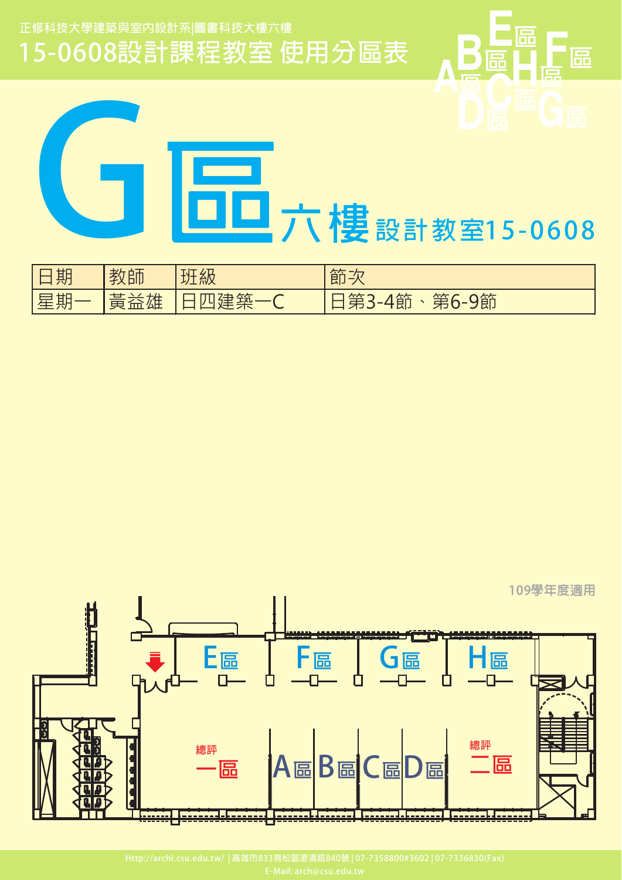正修科技大學建築與室內設計系|圖書科技大樓六樓

# 15-0608設計課程教室 使用分區表

# G區 六樓 設計教室15-0608

| 日期 | 教師 | 班級 | 節次 |
| --- | --- | --- | --- |
| 星期一 | 黃益雄 | 日四建築一C | 日第3-4節、第6-9節 |

109學年度適用

E區 F區 G區 H區

總評一區 A區 B區 C區 D區 總評二區

Http://archi.csu.edu.tw/ | 高雄市833鳥松區澄清路840號 | 07-7358800#3602 | 07-7336830(Fax)
E-Mail: arch@csu.edu.tw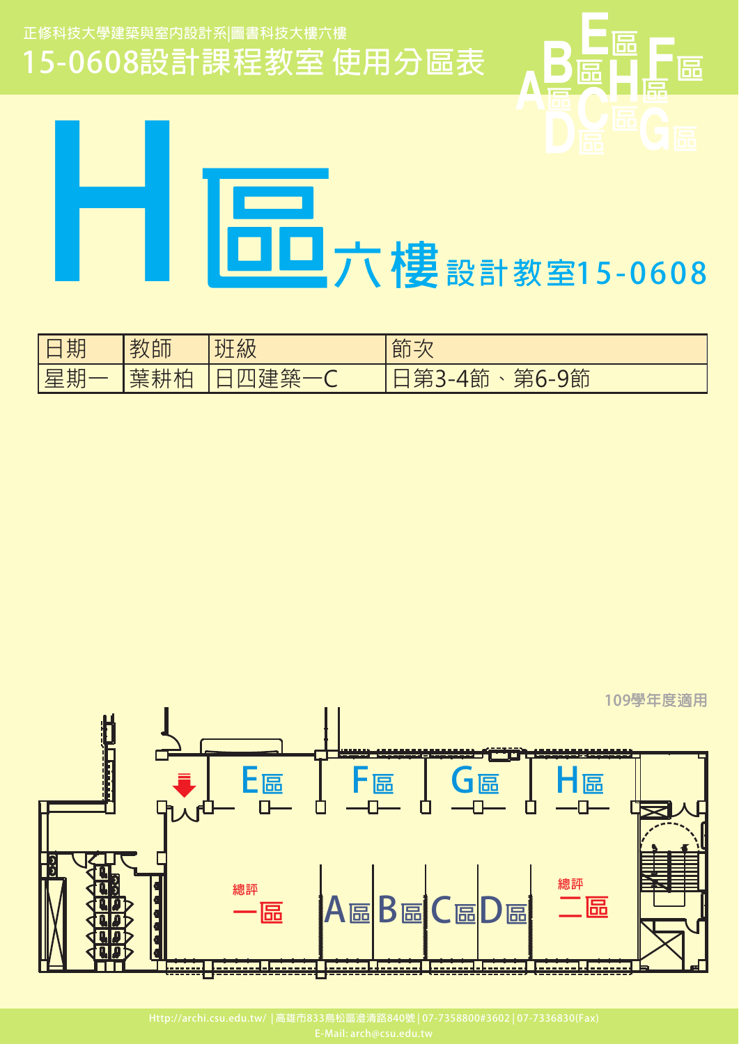正修科技大學建築與室內設計系|圖書科技大樓六樓

# 15-0608設計課程教室 使用分區表

# H區 六樓 設計教室15-0608

| 日期 | 教師 | 班級 | 節次 |
|---|---|---|---|
| 星期一 | 葉耕柏 | 日四建築一C | 日第3-4節、第6-9節 |

109學年度適用

E區 F區 G區 H區

總評 一區 A區 B區 C區 D區 總評 二區

Http://archi.csu.edu.tw/ | 高雄市833鳥松區澄清路840號 | 07-7358800#3602 | 07-7336830(Fax)
E-Mail: arch@csu.edu.tw